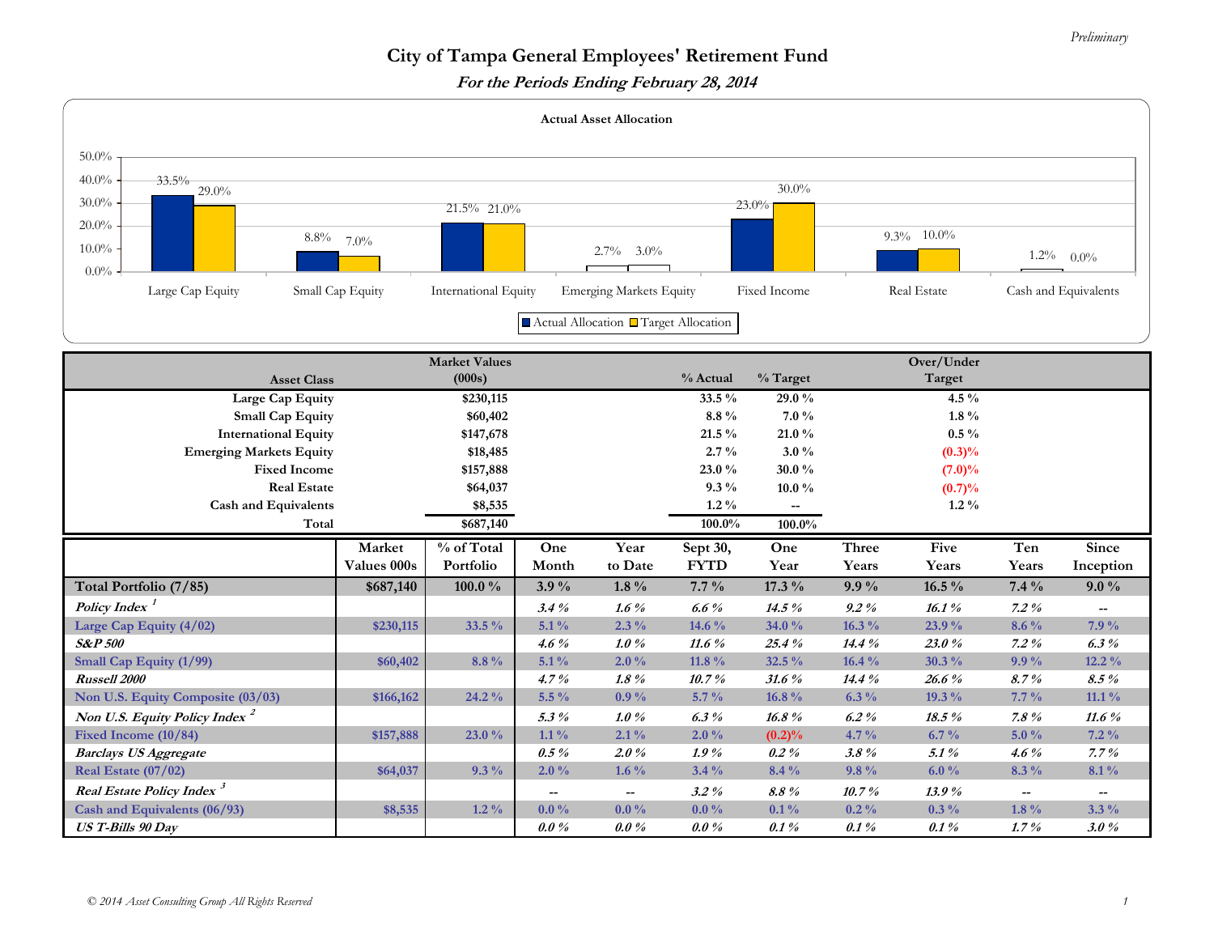*Preliminary*

# City of Tampa General Employees' Retirement Fund

## *For the Periods Ending February 28, 2014*

**Actual Asset Allocation**

| Asset Class | Actual Allocation | Target Allocation |
|---|---|---|
| Large Cap Equity | 33.5% | 29.0% |
| Small Cap Equity | 8.8% | 7.0% |
| International Equity | 21.5% | 21.0% |
| Emerging Markets Equity | 2.7% | 3.0% |
| Fixed Income | 23.0% | 30.0% |
| Real Estate | 9.3% | 10.0% |
| Cash and Equivalents | 1.2% | 0.0% |

| Asset Class | Market Values (000s) | % Actual | % Target | Over/Under Target |
|---|---|---|---|---|
| Large Cap Equity | $230,115 | 33.5 % | 29.0 % | 4.5 % |
| Small Cap Equity | $60,402 | 8.8 % | 7.0 % | 1.8 % |
| International Equity | $147,678 | 21.5 % | 21.0 % | 0.5 % |
| Emerging Markets Equity | $18,485 | 2.7 % | 3.0 % | (0.3)% |
| Fixed Income | $157,888 | 23.0 % | 30.0 % | (7.0)% |
| Real Estate | $64,037 | 9.3 % | 10.0 % | (0.7)% |
| Cash and Equivalents | $8,535 | 1.2 % | -- | 1.2 % |
| Total | $687,140 | 100.0% | 100.0% | |

| | Market Values 000s | % of Total Portfolio | One Month | Year to Date | Sept 30, FYTD | One Year | Three Years | Five Years | Ten Years | Since Inception |
|---|---|---|---|---|---|---|---|---|---|---|
| **Total Portfolio (7/85)** | $687,140 | 100.0 % | 3.9 % | 1.8 % | 7.7 % | 17.3 % | 9.9 % | 16.5 % | 7.4 % | 9.0 % |
| ***Policy Index*** [1] | | | 3.4 % | 1.6 % | 6.6 % | 14.5 % | 9.2 % | 16.1 % | 7.2 % | -- |
| Large Cap Equity (4/02) | $230,115 | 33.5 % | 5.1 % | 2.3 % | 14.6 % | 34.0 % | 16.3 % | 23.9 % | 8.6 % | 7.9 % |
| ***S&P 500*** | | | 4.6 % | 1.0 % | 11.6 % | 25.4 % | 14.4 % | 23.0 % | 7.2 % | 6.3 % |
| Small Cap Equity (1/99) | $60,402 | 8.8 % | 5.1 % | 2.0 % | 11.8 % | 32.5 % | 16.4 % | 30.3 % | 9.9 % | 12.2 % |
| ***Russell 2000*** | | | 4.7 % | 1.8 % | 10.7 % | 31.6 % | 14.4 % | 26.6 % | 8.7 % | 8.5 % |
| Non U.S. Equity Composite (03/03) | $166,162 | 24.2 % | 5.5 % | 0.9 % | 5.7 % | 16.8 % | 6.3 % | 19.3 % | 7.7 % | 11.1 % |
| ***Non U.S. Equity Policy Index*** [2] | | | 5.3 % | 1.0 % | 6.3 % | 16.8 % | 6.2 % | 18.5 % | 7.8 % | 11.6 % |
| Fixed Income (10/84) | $157,888 | 23.0 % | 1.1 % | 2.1 % | 2.0 % | (0.2)% | 4.7 % | 6.7 % | 5.0 % | 7.2 % |
| ***Barclays US Aggregate*** | | | 0.5 % | 2.0 % | 1.9 % | 0.2 % | 3.8 % | 5.1 % | 4.6 % | 7.7 % |
| Real Estate (07/02) | $64,037 | 9.3 % | 2.0 % | 1.6 % | 3.4 % | 8.4 % | 9.8 % | 6.0 % | 8.3 % | 8.1 % |
| ***Real Estate Policy Index*** [3] | | | -- | -- | 3.2 % | 8.8 % | 10.7 % | 13.9 % | -- | -- |
| Cash and Equivalents (06/93) | $8,535 | 1.2 % | 0.0 % | 0.0 % | 0.0 % | 0.1 % | 0.2 % | 0.3 % | 1.8 % | 3.3 % |
| ***US T-Bills 90 Day*** | | | 0.0 % | 0.0 % | 0.0 % | 0.1 % | 0.1 % | 0.1 % | 1.7 % | 3.0 % |

*© 2014 Asset Consulting Group All Rights Reserved*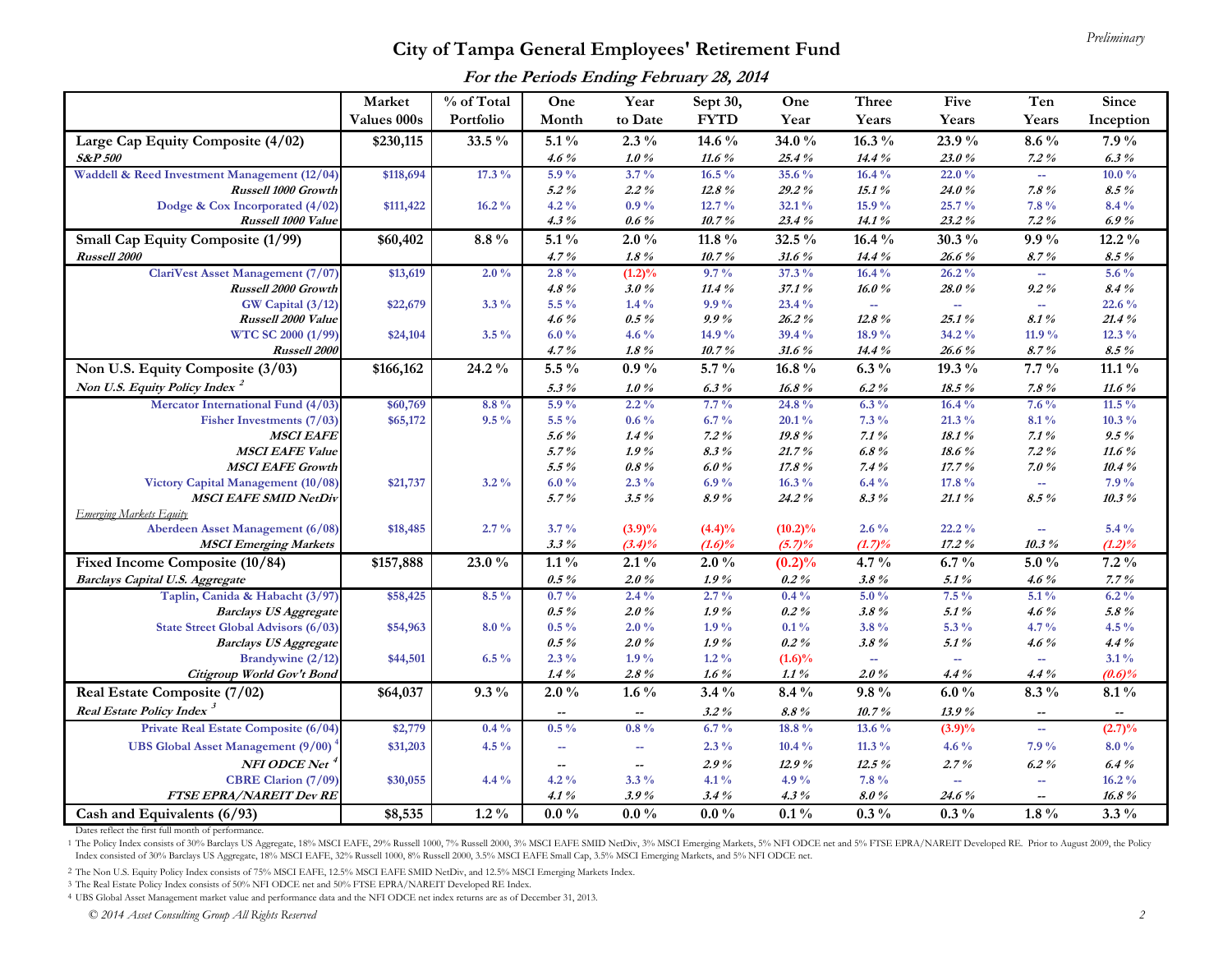*Preliminary*

# City of Tampa General Employees' Retirement Fund

## *For the Periods Ending February 28, 2014*

| | Market Values 000s | % of Total Portfolio | One Month | Year to Date | Sept 30, FYTD | One Year | Three Years | Five Years | Ten Years | Since Inception |
|---|---|---|---|---|---|---|---|---|---|---|
| **Large Cap Equity Composite (4/02)** | **$230,115** | **33.5 %** | **5.1 %** | **2.3 %** | **14.6 %** | **34.0 %** | **16.3 %** | **23.9 %** | **8.6 %** | **7.9 %** |
| ***S&P 500*** | | | *4.6 %* | *1.0 %* | *11.6 %* | *25.4 %* | *14.4 %* | *23.0 %* | *7.2 %* | *6.3 %* |
| Waddell & Reed Investment Management (12/04) | $118,694 | 17.3 % | 5.9 % | 3.7 % | 16.5 % | 35.6 % | 16.4 % | 22.0 % | -- | 10.0 % |
| ***Russell 1000 Growth*** | | | *5.2 %* | *2.2 %* | *12.8 %* | *29.2 %* | *15.1 %* | *24.0 %* | *7.8 %* | *8.5 %* |
| Dodge & Cox Incorporated (4/02) | $111,422 | 16.2 % | 4.2 % | 0.9 % | 12.7 % | 32.1 % | 15.9 % | 25.7 % | 7.8 % | 8.4 % |
| ***Russell 1000 Value*** | | | *4.3 %* | *0.6 %* | *10.7 %* | *23.4 %* | *14.1 %* | *23.2 %* | *7.2 %* | *6.9 %* |
| **Small Cap Equity Composite (1/99)** | **$60,402** | **8.8 %** | **5.1 %** | **2.0 %** | **11.8 %** | **32.5 %** | **16.4 %** | **30.3 %** | **9.9 %** | **12.2 %** |
| ***Russell 2000*** | | | *4.7 %* | *1.8 %* | *10.7 %* | *31.6 %* | *14.4 %* | *26.6 %* | *8.7 %* | *8.5 %* |
| ClariVest Asset Management (7/07) | $13,619 | 2.0 % | 2.8 % | (1.2)% | 9.7 % | 37.3 % | 16.4 % | 26.2 % | -- | 5.6 % |
| ***Russell 2000 Growth*** | | | *4.8 %* | *3.0 %* | *11.4 %* | *37.1 %* | *16.0 %* | *28.0 %* | *9.2 %* | *8.4 %* |
| GW Capital (3/12) | $22,679 | 3.3 % | 5.5 % | 1.4 % | 9.9 % | 23.4 % | -- | -- | -- | 22.6 % |
| ***Russell 2000 Value*** | | | *4.6 %* | *0.5 %* | *9.9 %* | *26.2 %* | *12.8 %* | *25.1 %* | *8.1 %* | *21.4 %* |
| WTC SC 2000 (1/99) | $24,104 | 3.5 % | 6.0 % | 4.6 % | 14.9 % | 39.4 % | 18.9 % | 34.2 % | 11.9 % | 12.3 % |
| ***Russell 2000*** | | | *4.7 %* | *1.8 %* | *10.7 %* | *31.6 %* | *14.4 %* | *26.6 %* | *8.7 %* | *8.5 %* |
| **Non U.S. Equity Composite (3/03)** | **$166,162** | **24.2 %** | **5.5 %** | **0.9 %** | **5.7 %** | **16.8 %** | **6.3 %** | **19.3 %** | **7.7 %** | **11.1 %** |
| ***Non U.S. Equity Policy Index [2]*** | | | *5.3 %* | *1.0 %* | *6.3 %* | *16.8 %* | *6.2 %* | *18.5 %* | *7.8 %* | *11.6 %* |
| Mercator International Fund (4/03) | $60,769 | 8.8 % | 5.9 % | 2.2 % | 7.7 % | 24.8 % | 6.3 % | 16.4 % | 7.6 % | 11.5 % |
| Fisher Investments (7/03) | $65,172 | 9.5 % | 5.5 % | 0.6 % | 6.7 % | 20.1 % | 7.3 % | 21.3 % | 8.1 % | 10.3 % |
| ***MSCI EAFE*** | | | *5.6 %* | *1.4 %* | *7.2 %* | *19.8 %* | *7.1 %* | *18.1 %* | *7.1 %* | *9.5 %* |
| ***MSCI EAFE Value*** | | | *5.7 %* | *1.9 %* | *8.3 %* | *21.7 %* | *6.8 %* | *18.6 %* | *7.2 %* | *11.6 %* |
| ***MSCI EAFE Growth*** | | | *5.5 %* | *0.8 %* | *6.0 %* | *17.8 %* | *7.4 %* | *17.7 %* | *7.0 %* | *10.4 %* |
| Victory Capital Management (10/08) | $21,737 | 3.2 % | 6.0 % | 2.3 % | 6.9 % | 16.3 % | 6.4 % | 17.8 % | -- | 7.9 % |
| ***MSCI EAFE SMID NetDiv*** | | | *5.7 %* | *3.5 %* | *8.9 %* | *24.2 %* | *8.3 %* | *21.1 %* | *8.5 %* | *10.3 %* |
| *Emerging Markets Equity* | | | | | | | | | | |
| Aberdeen Asset Management (6/08) | $18,485 | 2.7 % | 3.7 % | (3.9)% | (4.4)% | (10.2)% | 2.6 % | 22.2 % | -- | 5.4 % |
| ***MSCI Emerging Markets*** | | | *3.3 %* | *(3.4)%* | *(1.6)%* | *(5.7)%* | *(1.7)%* | *17.2 %* | *10.3 %* | *(1.2)%* |
| **Fixed Income Composite (10/84)** | **$157,888** | **23.0 %** | **1.1 %** | **2.1 %** | **2.0 %** | **(0.2)%** | **4.7 %** | **6.7 %** | **5.0 %** | **7.2 %** |
| ***Barclays Capital U.S. Aggregate*** | | | *0.5 %* | *2.0 %* | *1.9 %* | *0.2 %* | *3.8 %* | *5.1 %* | *4.6 %* | *7.7 %* |
| Taplin, Canida & Habacht (3/97) | $58,425 | 8.5 % | 0.7 % | 2.4 % | 2.7 % | 0.4 % | 5.0 % | 7.5 % | 5.1 % | 6.2 % |
| ***Barclays US Aggregate*** | | | *0.5 %* | *2.0 %* | *1.9 %* | *0.2 %* | *3.8 %* | *5.1 %* | *4.6 %* | *5.8 %* |
| State Street Global Advisors (6/03) | $54,963 | 8.0 % | 0.5 % | 2.0 % | 1.9 % | 0.1 % | 3.8 % | 5.3 % | 4.7 % | 4.5 % |
| ***Barclays US Aggregate*** | | | *0.5 %* | *2.0 %* | *1.9 %* | *0.2 %* | *3.8 %* | *5.1 %* | *4.6 %* | *4.4 %* |
| Brandywine (2/12) | $44,501 | 6.5 % | 2.3 % | 1.9 % | 1.2 % | (1.6)% | -- | -- | -- | 3.1 % |
| ***Citigroup World Gov't Bond*** | | | *1.4 %* | *2.8 %* | *1.6 %* | *1.1 %* | *2.0 %* | *4.4 %* | *4.4 %* | *(0.6)%* |
| **Real Estate Composite (7/02)** | **$64,037** | **9.3 %** | **2.0 %** | **1.6 %** | **3.4 %** | **8.4 %** | **9.8 %** | **6.0 %** | **8.3 %** | **8.1 %** |
| ***Real Estate Policy Index [3]*** | | | -- | -- | *3.2 %* | *8.8 %* | *10.7 %* | *13.9 %* | -- | -- |
| Private Real Estate Composite (6/04) | $2,779 | 0.4 % | 0.5 % | 0.8 % | 6.7 % | 18.8 % | 13.6 % | (3.9)% | -- | (2.7)% |
| UBS Global Asset Management (9/00) [4] | $31,203 | 4.5 % | -- | -- | 2.3 % | 10.4 % | 11.3 % | 4.6 % | 7.9 % | 8.0 % |
| ***NFI ODCE Net [4]*** | | | -- | -- | *2.9 %* | *12.9 %* | *12.5 %* | *2.7 %* | *6.2 %* | *6.4 %* |
| CBRE Clarion (7/09) | $30,055 | 4.4 % | 4.2 % | 3.3 % | 4.1 % | 4.9 % | 7.8 % | -- | -- | 16.2 % |
| ***FTSE EPRA/NAREIT Dev RE*** | | | *4.1 %* | *3.9 %* | *3.4 %* | *4.3 %* | *8.0 %* | *24.6 %* | -- | *16.8 %* |
| **Cash and Equivalents (6/93)** | **$8,535** | **1.2 %** | **0.0 %** | **0.0 %** | **0.0 %** | **0.1 %** | **0.3 %** | **0.3 %** | **1.8 %** | **3.3 %** |

Dates reflect the first full month of performance.

1 The Policy Index consists of 30% Barclays US Aggregate, 18% MSCI EAFE, 29% Russell 1000, 7% Russell 2000, 3% MSCI EAFE SMID NetDiv, 3% MSCI Emerging Markets, 5% NFI ODCE net and 5% FTSE EPRA/NAREIT Developed RE. Prior to August 2009, the Policy Index consisted of 30% Barclays US Aggregate, 18% MSCI EAFE, 32% Russell 1000, 8% Russell 2000, 3.5% MSCI EAFE Small Cap, 3.5% MSCI Emerging Markets, and 5% NFI ODCE net.

2 The Non U.S. Equity Policy Index consists of 75% MSCI EAFE, 12.5% MSCI EAFE SMID NetDiv, and 12.5% MSCI Emerging Markets Index.

3 The Real Estate Policy Index consists of 50% NFI ODCE net and 50% FTSE EPRA/NAREIT Developed RE Index.

4 UBS Global Asset Management market value and performance data and the NFI ODCE net index returns are as of December 31, 2013.

*© 2014 Asset Consulting Group All Rights Reserved*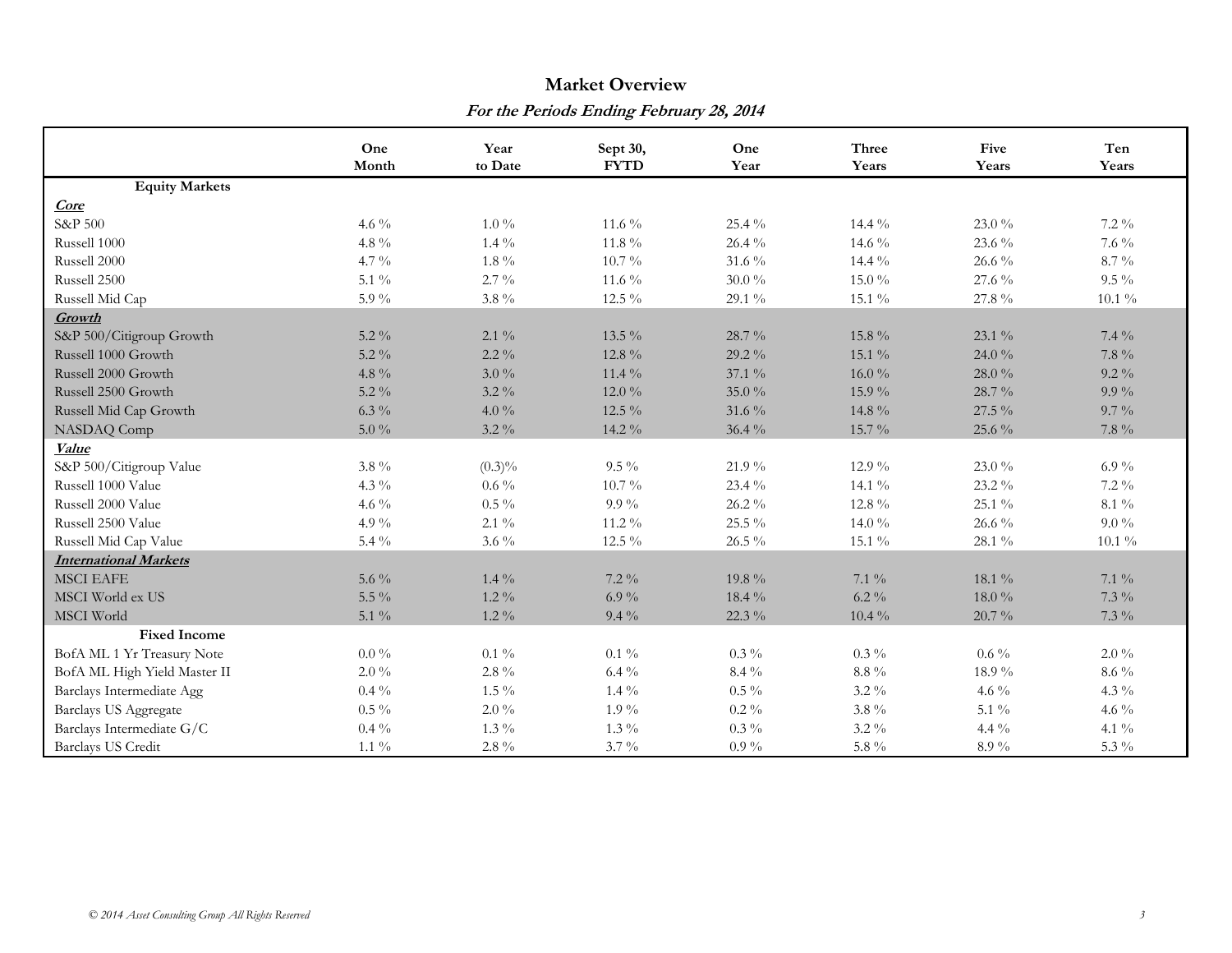## Market Overview

***For the Periods Ending February 28, 2014***

| | One Month | Year to Date | Sept 30, FYTD | One Year | Three Years | Five Years | Ten Years |
|---|---|---|---|---|---|---|---|
| **Equity Markets** | | | | | | | |
| ***Core*** | | | | | | | |
| S&P 500 | 4.6 % | 1.0 % | 11.6 % | 25.4 % | 14.4 % | 23.0 % | 7.2 % |
| Russell 1000 | 4.8 % | 1.4 % | 11.8 % | 26.4 % | 14.6 % | 23.6 % | 7.6 % |
| Russell 2000 | 4.7 % | 1.8 % | 10.7 % | 31.6 % | 14.4 % | 26.6 % | 8.7 % |
| Russell 2500 | 5.1 % | 2.7 % | 11.6 % | 30.0 % | 15.0 % | 27.6 % | 9.5 % |
| Russell Mid Cap | 5.9 % | 3.8 % | 12.5 % | 29.1 % | 15.1 % | 27.8 % | 10.1 % |
| ***Growth*** | | | | | | | |
| S&P 500/Citigroup Growth | 5.2 % | 2.1 % | 13.5 % | 28.7 % | 15.8 % | 23.1 % | 7.4 % |
| Russell 1000 Growth | 5.2 % | 2.2 % | 12.8 % | 29.2 % | 15.1 % | 24.0 % | 7.8 % |
| Russell 2000 Growth | 4.8 % | 3.0 % | 11.4 % | 37.1 % | 16.0 % | 28.0 % | 9.2 % |
| Russell 2500 Growth | 5.2 % | 3.2 % | 12.0 % | 35.0 % | 15.9 % | 28.7 % | 9.9 % |
| Russell Mid Cap Growth | 6.3 % | 4.0 % | 12.5 % | 31.6 % | 14.8 % | 27.5 % | 9.7 % |
| NASDAQ Comp | 5.0 % | 3.2 % | 14.2 % | 36.4 % | 15.7 % | 25.6 % | 7.8 % |
| ***Value*** | | | | | | | |
| S&P 500/Citigroup Value | 3.8 % | (0.3)% | 9.5 % | 21.9 % | 12.9 % | 23.0 % | 6.9 % |
| Russell 1000 Value | 4.3 % | 0.6 % | 10.7 % | 23.4 % | 14.1 % | 23.2 % | 7.2 % |
| Russell 2000 Value | 4.6 % | 0.5 % | 9.9 % | 26.2 % | 12.8 % | 25.1 % | 8.1 % |
| Russell 2500 Value | 4.9 % | 2.1 % | 11.2 % | 25.5 % | 14.0 % | 26.6 % | 9.0 % |
| Russell Mid Cap Value | 5.4 % | 3.6 % | 12.5 % | 26.5 % | 15.1 % | 28.1 % | 10.1 % |
| ***International Markets*** | | | | | | | |
| MSCI EAFE | 5.6 % | 1.4 % | 7.2 % | 19.8 % | 7.1 % | 18.1 % | 7.1 % |
| MSCI World ex US | 5.5 % | 1.2 % | 6.9 % | 18.4 % | 6.2 % | 18.0 % | 7.3 % |
| MSCI World | 5.1 % | 1.2 % | 9.4 % | 22.3 % | 10.4 % | 20.7 % | 7.3 % |
| **Fixed Income** | | | | | | | |
| BofA ML 1 Yr Treasury Note | 0.0 % | 0.1 % | 0.1 % | 0.3 % | 0.3 % | 0.6 % | 2.0 % |
| BofA ML High Yield Master II | 2.0 % | 2.8 % | 6.4 % | 8.4 % | 8.8 % | 18.9 % | 8.6 % |
| Barclays Intermediate Agg | 0.4 % | 1.5 % | 1.4 % | 0.5 % | 3.2 % | 4.6 % | 4.3 % |
| Barclays US Aggregate | 0.5 % | 2.0 % | 1.9 % | 0.2 % | 3.8 % | 5.1 % | 4.6 % |
| Barclays Intermediate G/C | 0.4 % | 1.3 % | 1.3 % | 0.3 % | 3.2 % | 4.4 % | 4.1 % |
| Barclays US Credit | 1.1 % | 2.8 % | 3.7 % | 0.9 % | 5.8 % | 8.9 % | 5.3 % |

*© 2014 Asset Consulting Group All Rights Reserved*